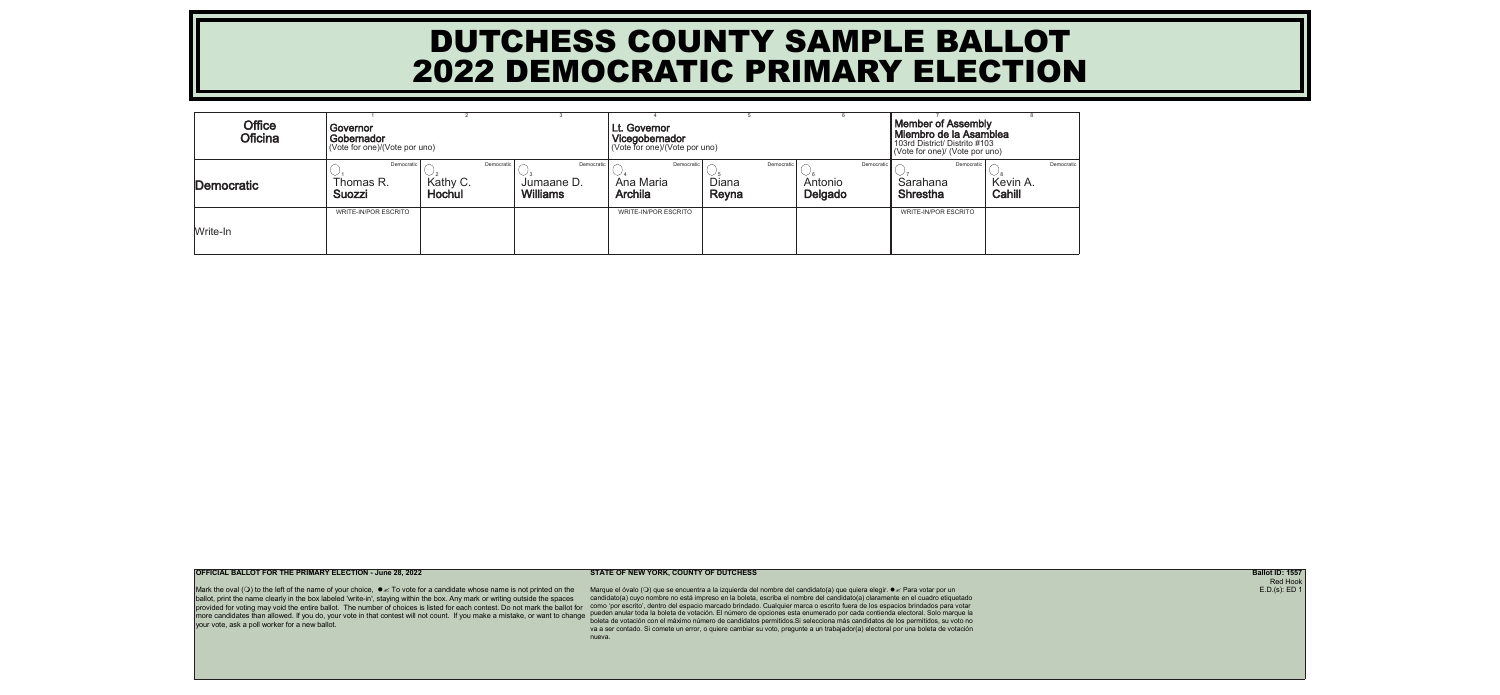# DUTCHESS COUNTY SAMPLE BALLOT
# 2022 DEMOCRATIC PRIMARY ELECTION

| Office<br>Oficina | 1<br>Governor<br>Gobernador<br>(Vote for one)/(Vote por uno) | 2 | 3 | 4<br>Lt. Governor<br>Vicegobernador<br>(Vote for one)/(Vote por uno) | 5 | 6 | 7<br>Member of Assembly<br>Miembro de la Asamblea<br>103rd District/ Distrito #103<br>(Vote for one)/ (Vote por uno) | 8 |
|---|---|---|---|---|---|---|---|---|
| Democratic | Democratic<br>1 Thomas R. **Suozzi** | Democratic<br>2 Kathy C. **Hochul** | Democratic<br>3 Jumaane D. **Williams** | Democratic<br>4 Ana Maria **Archila** | Democratic<br>5 Diana **Reyna** | Democratic<br>6 Antonio **Delgado** | Democratic<br>7 Sarahana **Shrestha** | Democratic<br>8 Kevin A. **Cahill** |
| Write-In | WRITE-IN/POR ESCRITO | | | WRITE-IN/POR ESCRITO | | | WRITE-IN/POR ESCRITO | |

**OFFICIAL BALLOT FOR THE PRIMARY ELECTION - June 28, 2022**

Mark the oval (○) to the left of the name of your choice, ●✍ To vote for a candidate whose name is not printed on the ballot, print the name clearly in the box labeled 'write-in', staying within the box. Any mark or writing outside the spaces provided for voting may void the entire ballot. The number of choices is listed for each contest. Do not mark the ballot for more candidates than allowed. If you do, your vote in that contest will not count. If you make a mistake, or want to change your vote, ask a poll worker for a new ballot.

**STATE OF NEW YORK, COUNTY OF DUTCHESS**

Marque el óvalo (○) que se encuentra a la izquierda del nombre del candidato(a) que quiera elegir. ●✍ Para votar por un candidato(a) cuyo nombre no está impreso en la boleta, escriba el nombre del candidato(a) claramente en el cuadro etiquetado como 'por escrito', dentro del espacio marcado brindado. Cualquier marca o escrito fuera de los espacios brindados para votar pueden anular toda la boleta de votación. El número de opciones esta enumerado por cada contienda electoral. Solo marque la boleta de votación con el máximo número de candidatos permitidos.Si selecciona más candidatos de los permitidos, su voto no va a ser contado. Si comete un error, o quiere cambiar su voto, pregunte a un trabajador(a) electoral por una boleta de votación nueva.

**Ballot ID: 1557**
Red Hook
E.D.(s): ED 1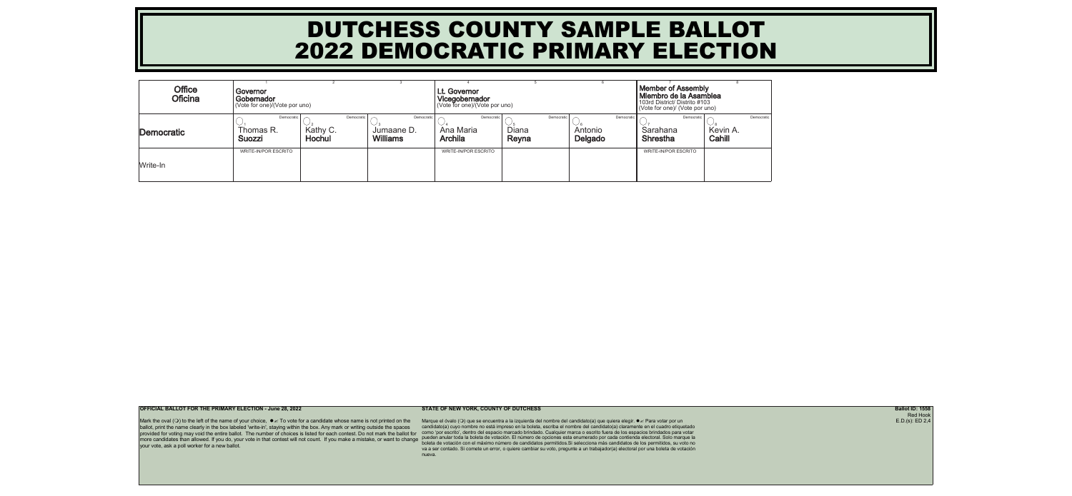# DUTCHESS COUNTY SAMPLE BALLOT
# 2022 DEMOCRATIC PRIMARY ELECTION

| Office<br>Oficina | Governor<br>Gobernador<br>(Vote for one)/(Vote por uno) | | | Lt. Governor<br>Vicegobernador<br>(Vote for one)/(Vote por uno) | | | Member of Assembly<br>Miembro de la Asamblea<br>103rd District/ Distrito #103<br>(Vote for one)/ (Vote por uno) | |
|---|---|---|---|---|---|---|---|---|
| | 1 | 2 | 3 | 4 | 5 | 6 | 7 | 8 |
| Democratic | Democratic<br>○ 1 Thomas R. **Suozzi** | Democratic<br>○ 2 Kathy C. **Hochul** | Democratic<br>○ 3 Jumaane D. **Williams** | Democratic<br>○ 4 Ana Maria **Archila** | Democratic<br>○ 5 Diana **Reyna** | Democratic<br>○ 6 Antonio **Delgado** | Democratic<br>○ 7 Sarahana **Shrestha** | Democratic<br>○ 8 Kevin A. **Cahill** |
| Write-In | WRITE-IN/POR ESCRITO | | | WRITE-IN/POR ESCRITO | | | WRITE-IN/POR ESCRITO | |

**OFFICIAL BALLOT FOR THE PRIMARY ELECTION - June 28, 2022**

Mark the oval (○) to the left of the name of your choice, ●✓ To vote for a candidate whose name is not printed on the ballot, print the name clearly in the box labeled 'write-in', staying within the box. Any mark or writing outside the spaces provided for voting may void the entire ballot. The number of choices is listed for each contest. Do not mark the ballot for more candidates than allowed. If you do, your vote in that contest will not count. If you make a mistake, or want to change your vote, ask a poll worker for a new ballot.

**STATE OF NEW YORK, COUNTY OF DUTCHESS**

Marque el óvalo (○) que se encuentra a la izquierda del nombre del candidato(a) que quiera elegir. ●✓ Para votar por un candidato(a) cuyo nombre no está impreso en la boleta, escriba el nombre del candidato(a) claramente en el cuadro etiquetado como 'por escrito', dentro del espacio marcado brindado. Cualquier marca o escrito fuera de los espacios brindados para votar pueden anular toda la boleta de votación. El número de opciones esta enumerado por cada contienda electoral. Solo marque la boleta de votación con el máximo número de candidatos permitidos.Si selecciona más candidatos de los permitidos, su voto no va a ser contado. Si comete un error, o quiere cambiar su voto, pregunte a un trabajador(a) electoral por una boleta de votación nueva.

**Ballot ID: 1558**
Red Hook
E.D.(s): ED 2,4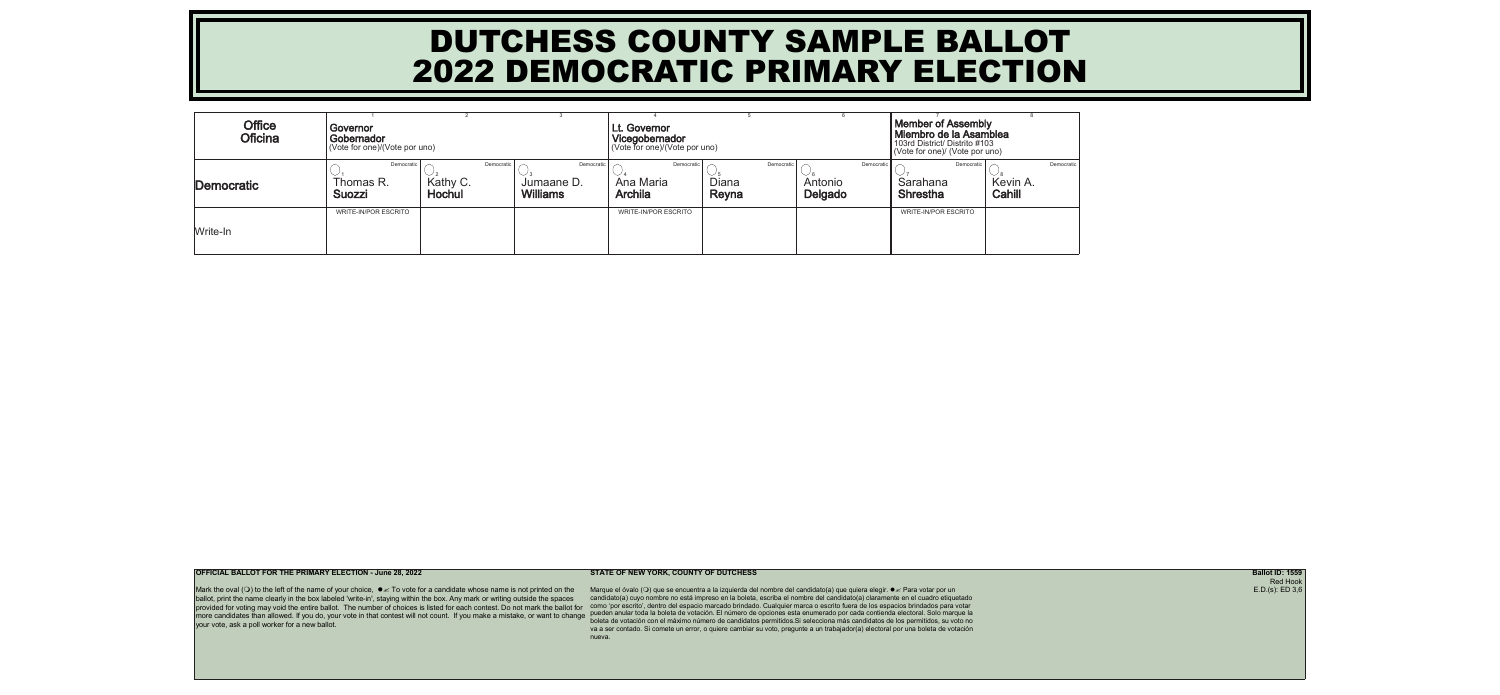# DUTCHESS COUNTY SAMPLE BALLOT
# 2022 DEMOCRATIC PRIMARY ELECTION

| Office Oficina | 1 Governor Gobernador (Vote for one)/(Vote por uno) | 2 | 3 | 4 Lt. Governor Vicegobernador (Vote for one)/(Vote por uno) | 5 | 6 | 7 Member of Assembly Miembro de la Asamblea 103rd District/ Distrito #103 (Vote for one)/ (Vote por uno) | 8 |
|---|---|---|---|---|---|---|---|---|
| Democratic | 1 Democratic Thomas R. **Suozzi** | 2 Democratic Kathy C. **Hochul** | 3 Democratic Jumaane D. **Williams** | 4 Democratic Ana Maria **Archila** | 5 Democratic Diana **Reyna** | 6 Democratic Antonio **Delgado** | 7 Democratic Sarahana **Shrestha** | 8 Democratic Kevin A. **Cahill** |
| Write-In | WRITE-IN/POR ESCRITO | | | WRITE-IN/POR ESCRITO | | | WRITE-IN/POR ESCRITO | |

**OFFICIAL BALLOT FOR THE PRIMARY ELECTION - June 28, 2022**

Mark the oval (◯) to the left of the name of your choice, ●✓ To vote for a candidate whose name is not printed on the ballot, print the name clearly in the box labeled 'write-in', staying within the box. Any mark or writing outside the spaces provided for voting may void the entire ballot. The number of choices is listed for each contest. Do not mark the ballot for more candidates than allowed. If you do, your vote in that contest will not count. If you make a mistake, or want to change your vote, ask a poll worker for a new ballot.

**STATE OF NEW YORK, COUNTY OF DUTCHESS**

Marque el óvalo (◯) que se encuentra a la izquierda del nombre del candidato(a) que quiera elegir. ●✓ Para votar por un candidato(a) cuyo nombre no está impreso en la boleta, escriba el nombre del candidato(a) claramente en el cuadro etiquetado como 'por escrito', dentro del espacio marcado brindado. Cualquier marca o escrito fuera de los espacios brindados para votar pueden anular toda la boleta de votación. El número de opciones esta enumerado por cada contienda electoral. Solo marque la boleta de votación con el máximo número de candidatos permitidos.Si selecciona más candidatos de los permitidos, su voto no va a ser contado. Si comete un error, o quiere cambiar su voto, pregunte a un trabajador(a) electoral por una boleta de votación nueva.

**Ballot ID: 1559**
Red Hook
E.D.(s): ED 3,6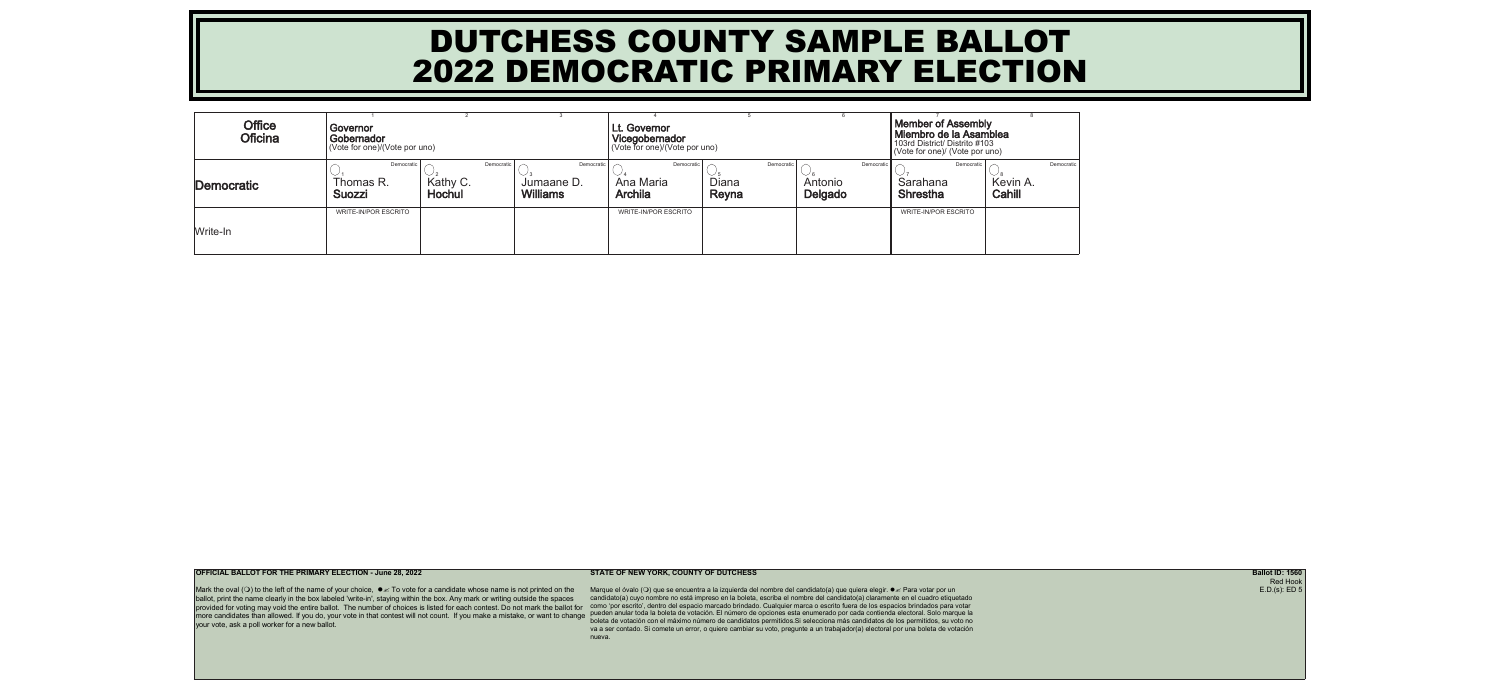# DUTCHESS COUNTY SAMPLE BALLOT
# 2022 DEMOCRATIC PRIMARY ELECTION

| Office<br>Oficina | 1<br>Governor<br>Gobernador<br>(Vote for one)/(Vote por uno) | 2 | 3 | 4<br>Lt. Governor<br>Vicegobernador<br>(Vote for one)/(Vote por uno) | 5 | 6 | 7<br>Member of Assembly<br>Miembro de la Asamblea<br>103rd District/ Distrito #103<br>(Vote for one)/ (Vote por uno) | 8 |
|---|---|---|---|---|---|---|---|---|
| Democratic | Democratic<br>○1 Thomas R. **Suozzi** | Democratic<br>○2 Kathy C. **Hochul** | Democratic<br>○3 Jumaane D. **Williams** | Democratic<br>○4 Ana Maria **Archila** | Democratic<br>○5 Diana **Reyna** | Democratic<br>○6 Antonio **Delgado** | Democratic<br>○7 Sarahana **Shrestha** | Democratic<br>○8 Kevin A. **Cahill** |
| Write-In | WRITE-IN/POR ESCRITO | | | WRITE-IN/POR ESCRITO | | | WRITE-IN/POR ESCRITO | |

**OFFICIAL BALLOT FOR THE PRIMARY ELECTION - June 28, 2022**

Mark the oval (○) to the left of the name of your choice, ●✍ To vote for a candidate whose name is not printed on the ballot, print the name clearly in the box labeled 'write-in', staying within the box. Any mark or writing outside the spaces provided for voting may void the entire ballot. The number of choices is listed for each contest. Do not mark the ballot for more candidates than allowed. If you do, your vote in that contest will not count. If you make a mistake, or want to change your vote, ask a poll worker for a new ballot.

**STATE OF NEW YORK, COUNTY OF DUTCHESS**

Marque el óvalo (○) que se encuentra a la izquierda del nombre del candidato(a) que quiera elegir. ●✍ Para votar por un candidato(a) cuyo nombre no está impreso en la boleta, escriba el nombre del candidato(a) claramente en el cuadro etiquetado como 'por escrito', dentro del espacio marcado brindado. Cualquier marca o escrito fuera de los espacios brindados para votar pueden anular toda la boleta de votación. El número de opciones esta enumerado por cada contienda electoral. Solo marque la boleta de votación con el máximo número de candidatos permitidos.Si selecciona más candidatos de los permitidos, su voto no va a ser contado. Si comete un error, o quiere cambiar su voto, pregunte a un trabajador(a) electoral por una boleta de votación nueva.

**Ballot ID: 1560**
Red Hook
E.D.(s): ED 5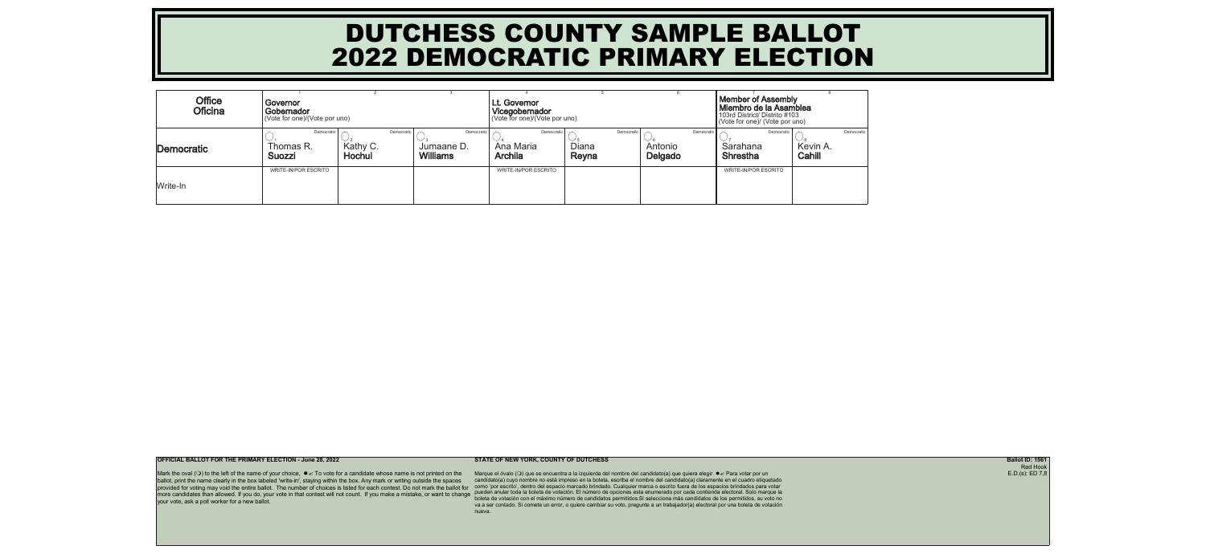# DUTCHESS COUNTY SAMPLE BALLOT
# 2022 DEMOCRATIC PRIMARY ELECTION

| Office<br>Oficina | 1<br>Governor<br>Gobernador<br>(Vote for one)(Vote por uno) | 2 | 3 | 4<br>Lt. Governor<br>Vicegobernador<br>(Vote for one)(Vote por uno) | 5 | 6 | 7<br>Member of Assembly<br>Miembro de la Asamblea<br>103rd District/ Distrito #103<br>(Vote for one)/ (Vote por uno) | 8 |
|---|---|---|---|---|---|---|---|---|
| Democratic | Democratic<br>○1 Thomas R. **Suozzi** | Democratic<br>○2 Kathy C. **Hochul** | Democratic<br>○3 Jumaane D. **Williams** | Democratic<br>○4 Ana Maria **Archila** | Democratic<br>○5 Diana **Reyna** | Democratic<br>○6 Antonio **Delgado** | Democratic<br>○7 Sarahana **Shrestha** | Democratic<br>○8 Kevin A. **Cahill** |
| Write-In | WRITE-IN/POR ESCRITO | | | WRITE-IN/POR ESCRITO | | | WRITE-IN/POR ESCRITO | |

**OFFICIAL BALLOT FOR THE PRIMARY ELECTION - June 28, 2022**

Mark the oval (○) to the left of the name of your choice, ●✓ To vote for a candidate whose name is not printed on the ballot, print the name clearly in the box labeled 'write-in', staying within the box. Any mark or writing outside the spaces provided for voting may void the entire ballot. The number of choices is listed for each contest. Do not mark the ballot for more candidates than allowed. If you do, your vote in that contest will not count. If you make a mistake, or want to change your vote, ask a poll worker for a new ballot.

**STATE OF NEW YORK, COUNTY OF DUTCHESS**

Marque el óvalo (○) que se encuentra a la izquierda del nombre del candidato(a) que quiera elegir. ●✓ Para votar por un candidato(a) cuyo nombre no está impreso en la boleta, escriba el nombre del candidato(a) claramente en el cuadro etiquetado como 'por escrito', dentro del espacio marcado brindado. Cualquier marca o escrito fuera de los espacios brindados para votar pueden anular toda la boleta de votación. El número de opciones esta enumerado por cada contienda electoral. Solo marque la boleta de votación con el máximo número de candidatos permitidos.Si selecciona más candidatos de los permitidos, su voto no va a ser contado. Si comete un error, o quiere cambiar su voto, pregunte a un trabajador(a) electoral por una boleta de votación nueva.

**Ballot ID: 1561**
Red Hook
E.D.(s): ED 7,8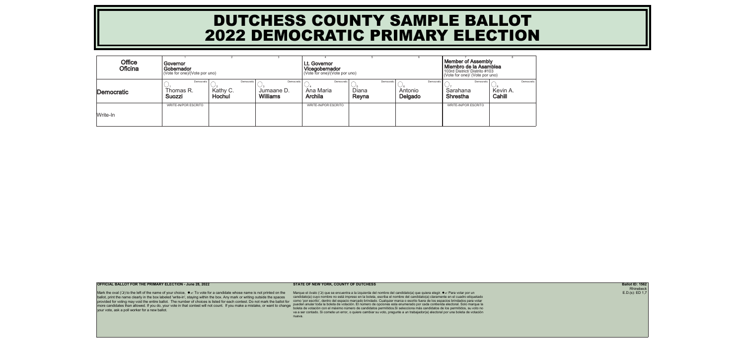# DUTCHESS COUNTY SAMPLE BALLOT
# 2022 DEMOCRATIC PRIMARY ELECTION

| Office<br>Oficina | 1<br>Governor<br>Gobernador<br>(Vote for one)/(Vote por uno) | 2 | 3 | 4<br>Lt. Governor<br>Vicegobernador<br>(Vote for one)/(Vote por uno) | 5 | 6 | 7<br>Member of Assembly<br>Miembro de la Asamblea<br>103rd District/ Distrito #103<br>(Vote for one)/ (Vote por uno) | 8 |
|---|---|---|---|---|---|---|---|---|
| Democratic | Democratic<br>1<br>Thomas R.<br>**Suozzi** | Democratic<br>2<br>Kathy C.<br>**Hochul** | Democratic<br>3<br>Jumaane D.<br>**Williams** | Democratic<br>4<br>Ana Maria<br>**Archila** | Democratic<br>5<br>Diana<br>**Reyna** | Democratic<br>6<br>Antonio<br>**Delgado** | Democratic<br>7<br>Sarahana<br>**Shrestha** | Democratic<br>8<br>Kevin A.<br>**Cahill** |
| Write-In | WRITE-IN/POR ESCRITO | | | WRITE-IN/POR ESCRITO | | | WRITE-IN/POR ESCRITO | |

**OFFICIAL BALLOT FOR THE PRIMARY ELECTION - June 28, 2022**

Mark the oval (❍) to the left of the name of your choice, ● ✓ To vote for a candidate whose name is not printed on the ballot, print the name clearly in the box labeled 'write-in', staying within the box. Any mark or writing outside the spaces provided for voting may void the entire ballot. The number of choices is listed for each contest. Do not mark the ballot for more candidates than allowed. If you do, your vote in that contest will not count. If you make a mistake, or want to change your vote, ask a poll worker for a new ballot.

**STATE OF NEW YORK, COUNTY OF DUTCHESS**

Marque el óvalo (❍) que se encuentra a la izquierda del nombre del candidato(a) que quiera elegir. ● ✓ Para votar por un candidato(a) cuyo nombre no está impreso en la boleta, escriba el nombre del candidato(a) claramente en el cuadro etiquetado como 'por escrito', dentro del espacio marcado brindado. Cualquier marca o escrito fuera de los espacios brindados para votar pueden anular toda la boleta de votación. El número de opciones esta enumerado por cada contienda electoral. Solo marque la boleta de votación con el máximo número de candidatos permitidos.Si selecciona más candidatos de los permitidos, su voto no va a ser contado. Si comete un error, o quiere cambiar su voto, pregunte a un trabajador(a) electoral por una boleta de votación nueva.

**Ballot ID: 1562**
Rhinebeck
E.D.(s): ED 1,7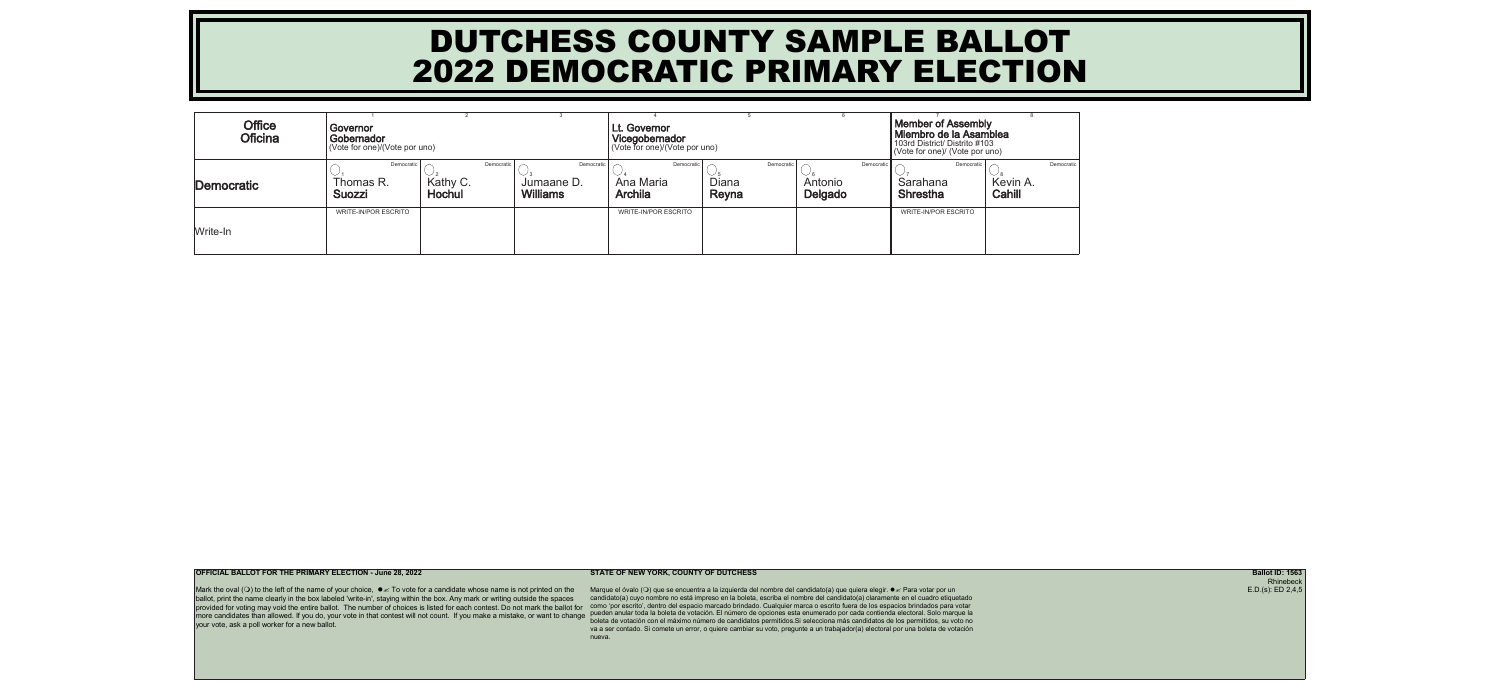# DUTCHESS COUNTY SAMPLE BALLOT
# 2022 DEMOCRATIC PRIMARY ELECTION

| Office<br>Oficina | Governor<br>Gobernador<br>(Vote for one)/(Vote por uno) | | | Lt. Governor<br>Vicegobernador<br>(Vote for one)/(Vote por uno) | | | Member of Assembly<br>Miembro de la Asamblea<br>103rd District/ Distrito #103<br>(Vote for one)/ (Vote por uno) | |
|---|---|---|---|---|---|---|---|---|
| | 1 | 2 | 3 | 4 | 5 | 6 | 7 | 8 |
| Democratic | ◯1 Democratic<br>Thomas R.<br>**Suozzi** | ◯2 Democratic<br>Kathy C.<br>**Hochul** | ◯3 Democratic<br>Jumaane D.<br>**Williams** | ◯4 Democratic<br>Ana Maria<br>**Archila** | ◯5 Democratic<br>Diana<br>**Reyna** | ◯6 Democratic<br>Antonio<br>**Delgado** | ◯7 Democratic<br>Sarahana<br>**Shrestha** | ◯8 Democratic<br>Kevin A.<br>**Cahill** |
| Write-In | WRITE-IN/POR ESCRITO | | | WRITE-IN/POR ESCRITO | | | WRITE-IN/POR ESCRITO | |

**OFFICIAL BALLOT FOR THE PRIMARY ELECTION - June 28, 2022**

Mark the oval (◯) to the left of the name of your choice, ●✓ To vote for a candidate whose name is not printed on the ballot, print the name clearly in the box labeled 'write-in', staying within the box. Any mark or writing outside the spaces provided for voting may void the entire ballot. The number of choices is listed for each contest. Do not mark the ballot for more candidates than allowed. If you do, your vote in that contest will not count. If you make a mistake, or want to change your vote, ask a poll worker for a new ballot.

**STATE OF NEW YORK, COUNTY OF DUTCHESS**

Marque el óvalo (◯) que se encuentra a la izquierda del nombre del candidato(a) que quiera elegir. ●✓ Para votar por un candidato(a) cuyo nombre no está impreso en la boleta, escriba el nombre del candidato(a) claramente en el cuadro etiquetado como 'por escrito', dentro del espacio marcado brindado. Cualquier marca o escrito fuera de los espacios brindados para votar pueden anular toda la boleta de votación. El número de opciones esta enumerado por cada contienda electoral. Solo marque la boleta de votación con el máximo número de candidatos permitidos.Si selecciona más candidatos de los permitidos, su voto no va a ser contado. Si comete un error, o quiere cambiar su voto, pregunte a un trabajador(a) electoral por una boleta de votación nueva.

**Ballot ID: 1563**
Rhinebeck
E.D.(s): ED 2,4,5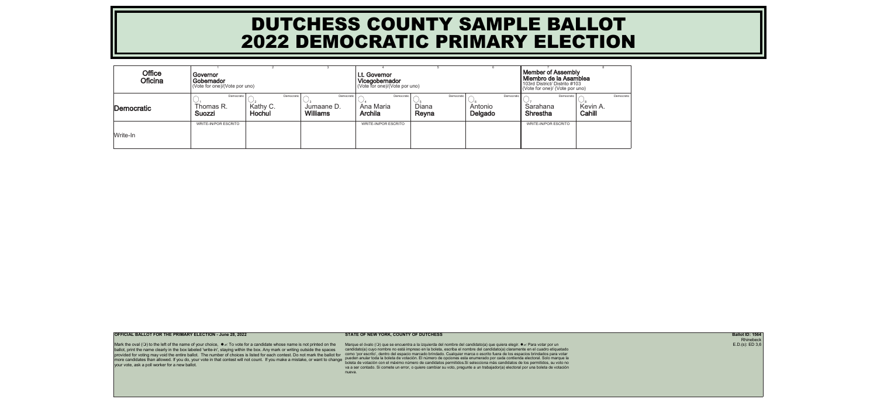# DUTCHESS COUNTY SAMPLE BALLOT
# 2022 DEMOCRATIC PRIMARY ELECTION

| | 1 | 2 | 3 | 4 | 5 | 6 | 7 | 8 |
|---|---|---|---|---|---|---|---|---|
| **Office**<br>**Oficina** | **Governor**<br>**Gobernador**<br>(Vote for one)/(Vote por uno) | | | **Lt. Governor**<br>**Vicegobernador**<br>(Vote for one)/(Vote por uno) | | | **Member of Assembly**<br>**Miembro de la Asamblea**<br>103rd District/ Distrito #103<br>(Vote for one)/ (Vote por uno) | |
| **Democratic** | Democratic<br>1<br>Thomas R.<br>**Suozzi** | Democratic<br>2<br>Kathy C.<br>**Hochul** | Democratic<br>3<br>Jumaane D.<br>**Williams** | Democratic<br>4<br>Ana Maria<br>**Archila** | Democratic<br>5<br>Diana<br>**Reyna** | Democratic<br>6<br>Antonio<br>**Delgado** | Democratic<br>7<br>Sarahana<br>**Shrestha** | Democratic<br>8<br>Kevin A.<br>**Cahill** |
| Write-In | WRITE-IN/POR ESCRITO | | | WRITE-IN/POR ESCRITO | | | WRITE-IN/POR ESCRITO | |

**OFFICIAL BALLOT FOR THE PRIMARY ELECTION - June 28, 2022**

Mark the oval (◯) to the left of the name of your choice, ● ✓ To vote for a candidate whose name is not printed on the ballot, print the name clearly in the box labeled 'write-in', staying within the box. Any mark or writing outside the spaces provided for voting may void the entire ballot. The number of choices is listed for each contest. Do not mark the ballot for more candidates than allowed. If you do, your vote in that contest will not count. If you make a mistake, or want to change your vote, ask a poll worker for a new ballot.

**STATE OF NEW YORK, COUNTY OF DUTCHESS**

Marque el óvalo (◯) que se encuentra a la izquierda del nombre del candidato(a) que quiera elegir. ● ✓ Para votar por un candidato(a) cuyo nombre no está impreso en la boleta, escriba el nombre del candidato(a) claramente en el cuadro etiquetado como 'por escrito', dentro del espacio marcado brindado. Cualquier marca o escrito fuera de los espacios brindados para votar pueden anular toda la boleta de votación. El número de opciones esta enumerado por cada contienda electoral. Solo marque la boleta de votación con el máximo número de candidatos permitidos.Si selecciona más candidatos de los permitidos, su voto no va a ser contado. Si comete un error, o quiere cambiar su voto, pregunte a un trabajador(a) electoral por una boleta de votación nueva.

**Ballot ID: 1564**
Rhinebeck
E.D.(s): ED 3,6